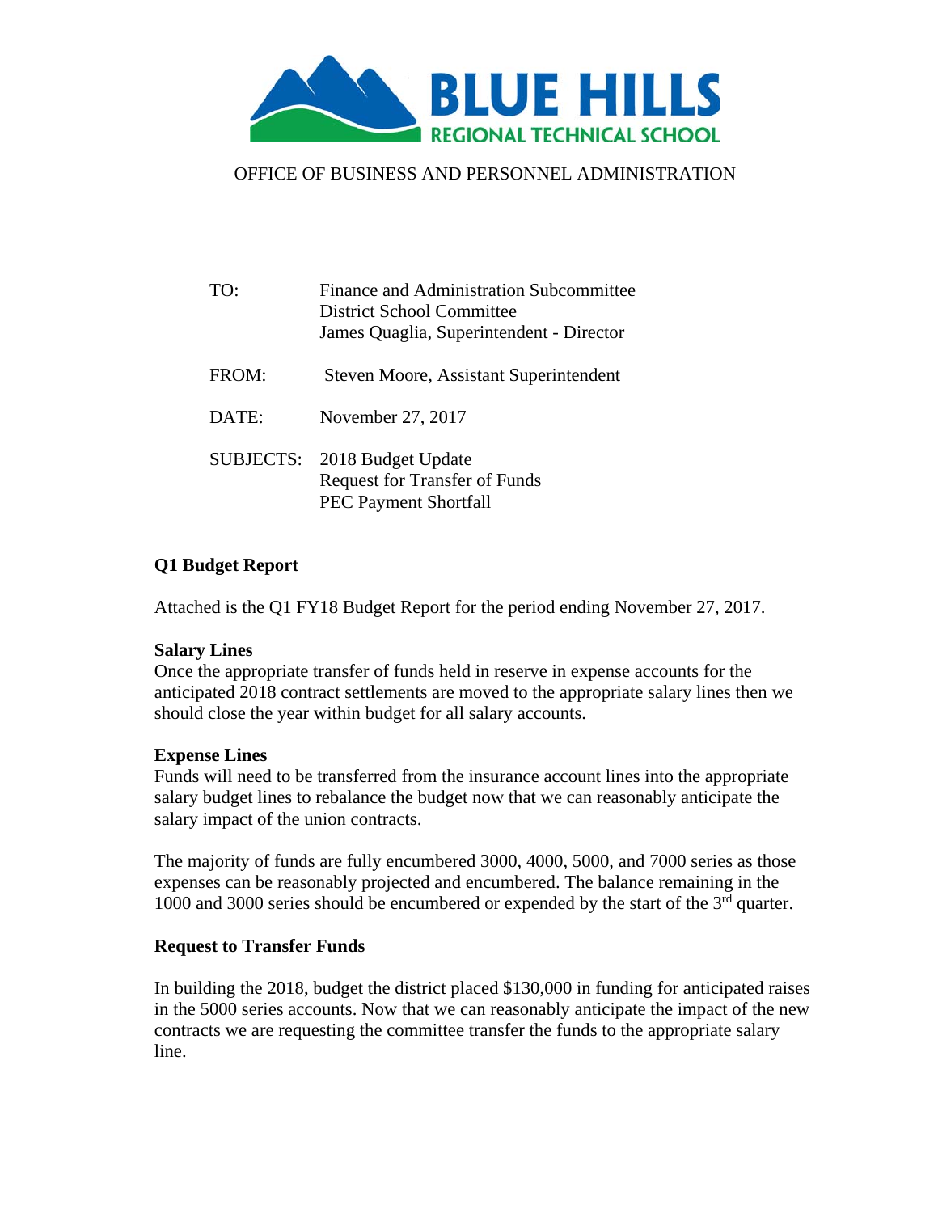# BLUE HILLS REGIONAL TECHNICAL SCHOOL

OFFICE OF BUSINESS AND PERSONNEL ADMINISTRATION

| | |
|---|---|
| TO: | Finance and Administration Subcommittee<br>District School Committee<br>James Quaglia, Superintendent - Director |
| FROM: | Steven Moore, Assistant Superintendent |
| DATE: | November 27, 2017 |
| SUBJECTS: | 2018 Budget Update<br>Request for Transfer of Funds<br>PEC Payment Shortfall |

## Q1 Budget Report

Attached is the Q1 FY18 Budget Report for the period ending November 27, 2017.

### Salary Lines

Once the appropriate transfer of funds held in reserve in expense accounts for the anticipated 2018 contract settlements are moved to the appropriate salary lines then we should close the year within budget for all salary accounts.

### Expense Lines

Funds will need to be transferred from the insurance account lines into the appropriate salary budget lines to rebalance the budget now that we can reasonably anticipate the salary impact of the union contracts.

The majority of funds are fully encumbered 3000, 4000, 5000, and 7000 series as those expenses can be reasonably projected and encumbered. The balance remaining in the 1000 and 3000 series should be encumbered or expended by the start of the 3rd quarter.

## Request to Transfer Funds

In building the 2018, budget the district placed $130,000 in funding for anticipated raises in the 5000 series accounts. Now that we can reasonably anticipate the impact of the new contracts we are requesting the committee transfer the funds to the appropriate salary line.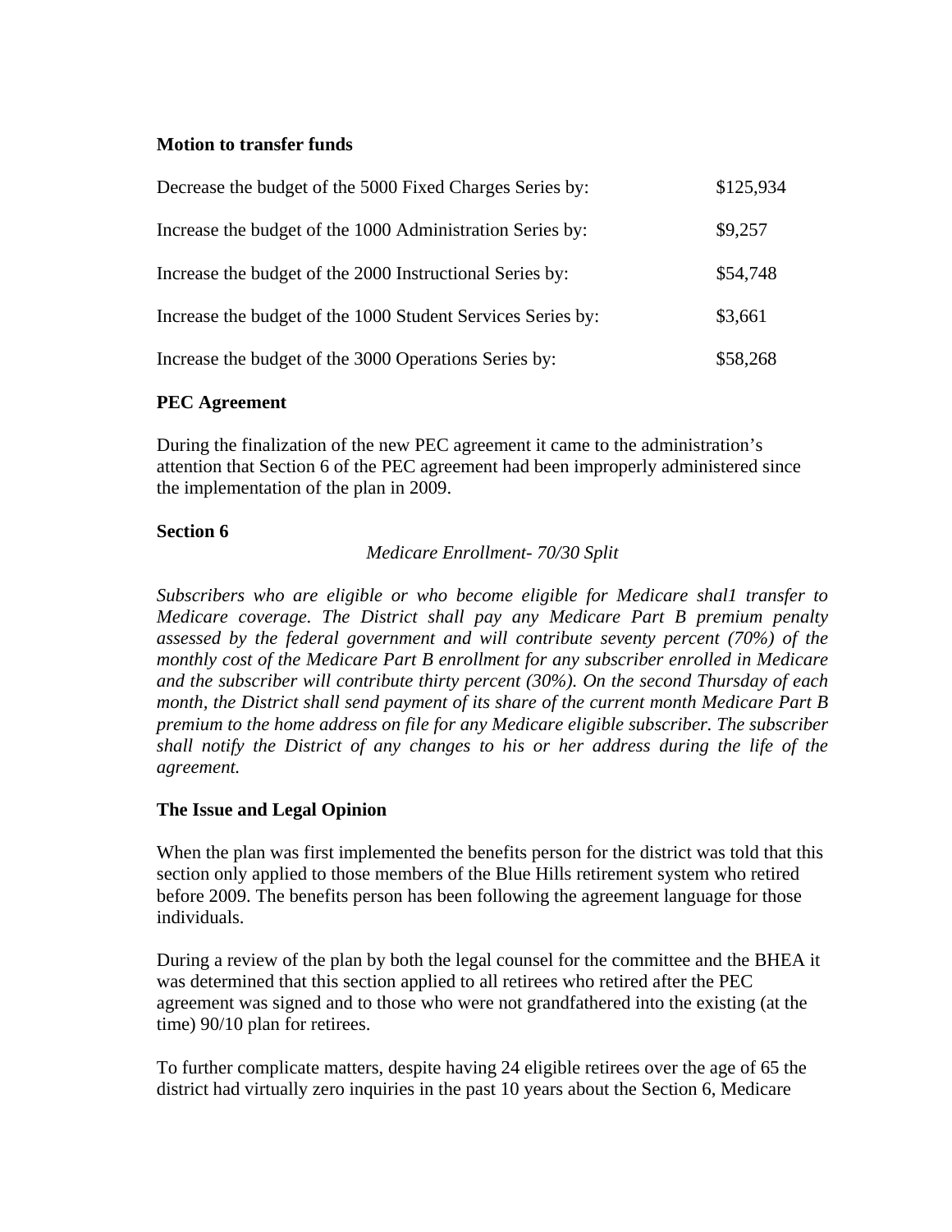**Motion to transfer funds**

| | |
|---|---|
| Decrease the budget of the 5000 Fixed Charges Series by: | \$125,934 |
| Increase the budget of the 1000 Administration Series by: | \$9,257 |
| Increase the budget of the 2000 Instructional Series by: | \$54,748 |
| Increase the budget of the 1000 Student Services Series by: | \$3,661 |
| Increase the budget of the 3000 Operations Series by: | \$58,268 |

**PEC Agreement**

During the finalization of the new PEC agreement it came to the administration's attention that Section 6 of the PEC agreement had been improperly administered since the implementation of the plan in 2009.

**Section 6**

*Medicare Enrollment- 70/30 Split*

*Subscribers who are eligible or who become eligible for Medicare shal1 transfer to Medicare coverage. The District shall pay any Medicare Part B premium penalty assessed by the federal government and will contribute seventy percent (70%) of the monthly cost of the Medicare Part B enrollment for any subscriber enrolled in Medicare and the subscriber will contribute thirty percent (30%). On the second Thursday of each month, the District shall send payment of its share of the current month Medicare Part B premium to the home address on file for any Medicare eligible subscriber. The subscriber shall notify the District of any changes to his or her address during the life of the agreement.*

**The Issue and Legal Opinion**

When the plan was first implemented the benefits person for the district was told that this section only applied to those members of the Blue Hills retirement system who retired before 2009. The benefits person has been following the agreement language for those individuals.

During a review of the plan by both the legal counsel for the committee and the BHEA it was determined that this section applied to all retirees who retired after the PEC agreement was signed and to those who were not grandfathered into the existing (at the time) 90/10 plan for retirees.

To further complicate matters, despite having 24 eligible retirees over the age of 65 the district had virtually zero inquiries in the past 10 years about the Section 6, Medicare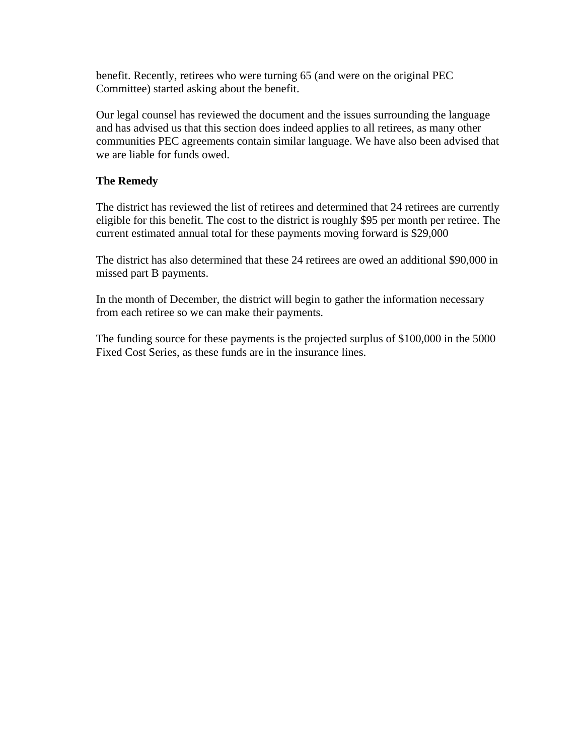benefit. Recently, retirees who were turning 65 (and were on the original PEC Committee) started asking about the benefit.

Our legal counsel has reviewed the document and the issues surrounding the language and has advised us that this section does indeed applies to all retirees, as many other communities PEC agreements contain similar language. We have also been advised that we are liable for funds owed.

**The Remedy**

The district has reviewed the list of retirees and determined that 24 retirees are currently eligible for this benefit. The cost to the district is roughly $95 per month per retiree. The current estimated annual total for these payments moving forward is $29,000

The district has also determined that these 24 retirees are owed an additional $90,000 in missed part B payments.

In the month of December, the district will begin to gather the information necessary from each retiree so we can make their payments.

The funding source for these payments is the projected surplus of $100,000 in the 5000 Fixed Cost Series, as these funds are in the insurance lines.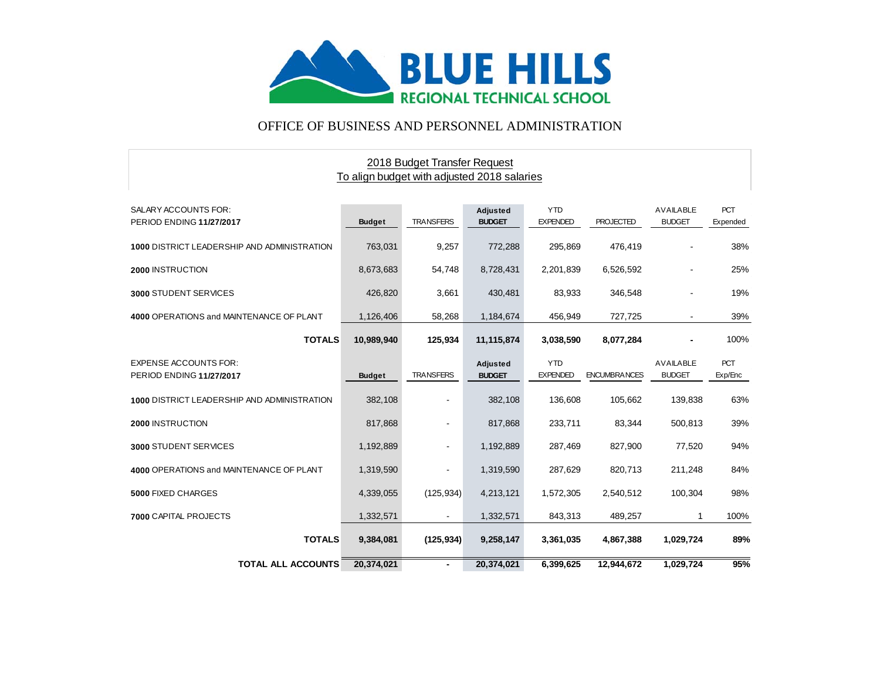BLUE HILLS
REGIONAL TECHNICAL SCHOOL

OFFICE OF BUSINESS AND PERSONNEL ADMINISTRATION

## 2018 Budget Transfer Request
## To align budget with adjusted 2018 salaries

| SALARY ACCOUNTS FOR: PERIOD ENDING **11/27/2017** | Budget | TRANSFERS | Adjusted BUDGET | YTD EXPENDED | PROJECTED | AVAILABLE BUDGET | PCT Expended |
|---|---|---|---|---|---|---|---|
| **1000** DISTRICT LEADERSHIP AND ADMINISTRATION | 763,031 | 9,257 | 772,288 | 295,869 | 476,419 | - | 38% |
| **2000** INSTRUCTION | 8,673,683 | 54,748 | 8,728,431 | 2,201,839 | 6,526,592 | - | 25% |
| **3000** STUDENT SERVICES | 426,820 | 3,661 | 430,481 | 83,933 | 346,548 | - | 19% |
| **4000** OPERATIONS and MAINTENANCE OF PLANT | 1,126,406 | 58,268 | 1,184,674 | 456,949 | 727,725 | - | 39% |
| **TOTALS** | **10,989,940** | **125,934** | **11,115,874** | **3,038,590** | **8,077,284** | **-** | 100% |

| EXPENSE ACCOUNTS FOR: PERIOD ENDING **11/27/2017** | Budget | TRANSFERS | Adjusted BUDGET | YTD EXPENDED | ENCUMBRANCES | AVAILABLE BUDGET | PCT Exp/Enc |
|---|---|---|---|---|---|---|---|
| **1000** DISTRICT LEADERSHIP AND ADMINISTRATION | 382,108 | - | 382,108 | 136,608 | 105,662 | 139,838 | 63% |
| **2000** INSTRUCTION | 817,868 | - | 817,868 | 233,711 | 83,344 | 500,813 | 39% |
| **3000** STUDENT SERVICES | 1,192,889 | - | 1,192,889 | 287,469 | 827,900 | 77,520 | 94% |
| **4000** OPERATIONS and MAINTENANCE OF PLANT | 1,319,590 | - | 1,319,590 | 287,629 | 820,713 | 211,248 | 84% |
| **5000** FIXED CHARGES | 4,339,055 | (125,934) | 4,213,121 | 1,572,305 | 2,540,512 | 100,304 | 98% |
| **7000** CAPITAL PROJECTS | 1,332,571 | - | 1,332,571 | 843,313 | 489,257 | 1 | 100% |
| **TOTALS** | **9,384,081** | **(125,934)** | **9,258,147** | **3,361,035** | **4,867,388** | **1,029,724** | **89%** |
| **TOTAL ALL ACCOUNTS** | **20,374,021** | **-** | **20,374,021** | **6,399,625** | **12,944,672** | **1,029,724** | **95%** |